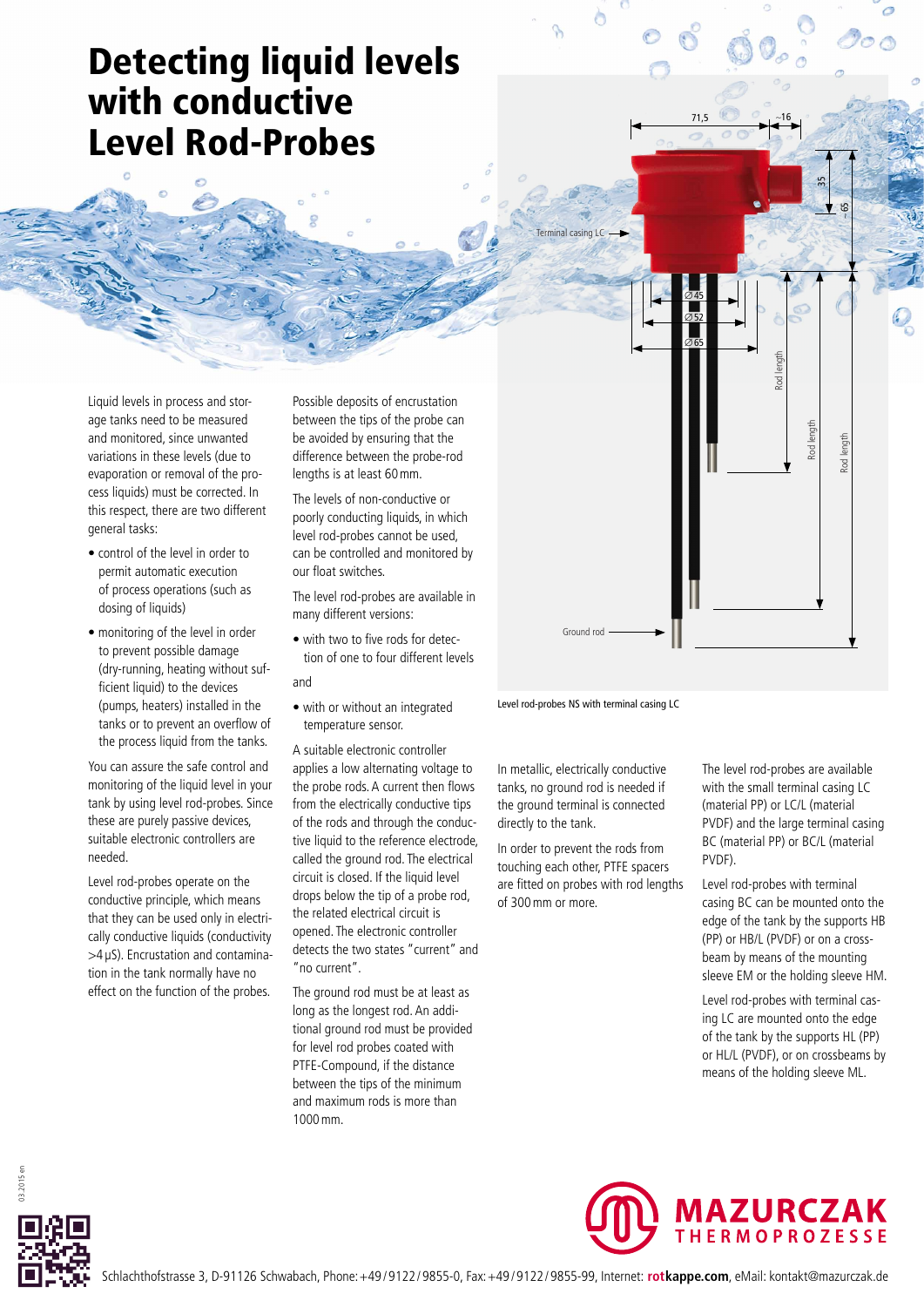# Detecting liquid levels with conductive Level Rod-Probes

Liquid levels in process and storage tanks need to be measured and monitored, since unwanted variations in these levels (due to evaporation or removal of the process liquids) must be corrected. In this respect, there are two different general tasks:

- control of the level in order to permit automatic execution of process operations (such as dosing of liquids)
- monitoring of the level in order to prevent possible damage (dry-running, heating without sufficient liquid) to the devices (pumps, heaters) installed in the tanks or to prevent an overflow of the process liquid from the tanks.

You can assure the safe control and monitoring of the liquid level in your tank by using level rod-probes. Since these are purely passive devices, suitable electronic controllers are needed.

Level rod-probes operate on the conductive principle, which means that they can be used only in electrically conductive liquids (conductivity >4 μS). Encrustation and contamination in the tank normally have no effect on the function of the probes.

Possible deposits of encrustation between the tips of the probe can be avoided by ensuring that the difference between the probe-rod lengths is at least 60 mm.

The levels of non-conductive or poorly conducting liquids, in which level rod-probes cannot be used, can be controlled and monitored by our float switches.

The level rod-probes are available in many different versions:

- with two to five rods for detection of one to four different levels

and

- with or without an integrated temperature sensor.

A suitable electronic controller applies a low alternating voltage to the probe rods. A current then flows from the electrically conductive tips of the rods and through the conductive liquid to the reference electrode, called the ground rod. The electrical circuit is closed. If the liquid level drops below the tip of a probe rod, the related electrical circuit is opened. The electronic controller detects the two states "current" and "no current".

The ground rod must be at least as long as the longest rod. An additional ground rod must be provided for level rod probes coated with PTFE-Compound, if the distance between the tips of the minimum and maximum rods is more than 1000 mm.

Level rod-probes NS with terminal casing LC

In metallic, electrically conductive tanks, no ground rod is needed if the ground terminal is connected directly to the tank.

In order to prevent the rods from touching each other, PTFE spacers are fitted on probes with rod lengths of 300 mm or more.

The level rod-probes are available with the small terminal casing LC (material PP) or LC/L (material PVDF) and the large terminal casing BC (material PP) or BC/L (material PVDF).

Level rod-probes with terminal casing BC can be mounted onto the edge of the tank by the supports HB (PP) or HB/L (PVDF) or on a crossbeam by means of the mounting sleeve EM or the holding sleeve HM.

Level rod-probes with terminal casing LC are mounted onto the edge of the tank by the supports HL (PP) or HL/L (PVDF), or on crossbeams by means of the holding sleeve ML.

**MAZURCZAK** THERMOPROZESSE

Schlachthofstrasse 3, D-91126 Schwabach, Phone: +49 / 9122 / 9855-0, Fax: +49 / 9122 / 9855-99, Internet: **rot**kappe.com, eMail: kontakt@mazurczak.de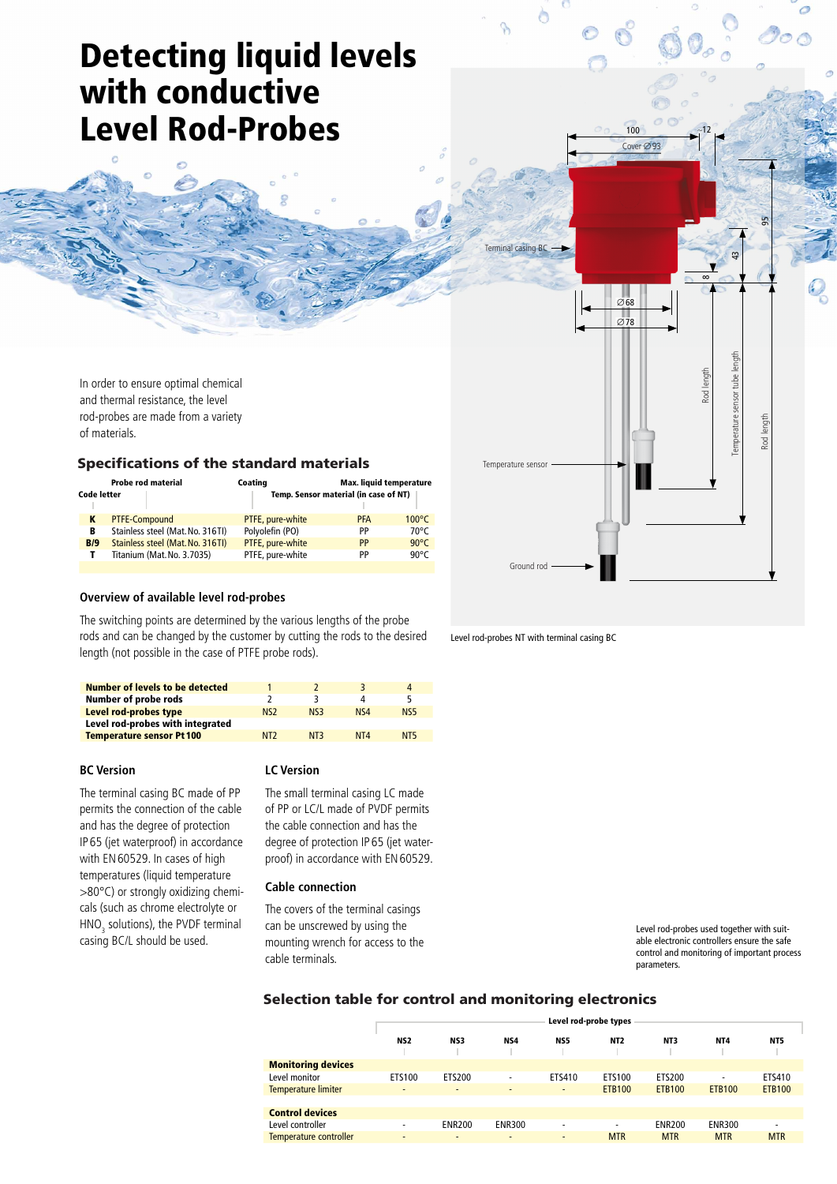# Detecting liquid levels with conductive Level Rod-Probes

In order to ensure optimal chemical and thermal resistance, the level rod-probes are made from a variety of materials.

## Specifications of the standard materials

| Code letter | Probe rod material | Coating | Temp. Sensor material (in case of NT) | Max. liquid temperature |
|---|---|---|---|---|
| K | PTFE-Compound | PTFE, pure-white | PFA | 100°C |
| B | Stainless steel (Mat. No. 316TI) | Polyolefin (PO) | PP | 70°C |
| B/9 | Stainless steel (Mat. No. 316TI) | PTFE, pure-white | PP | 90°C |
| T | Titanium (Mat. No. 3.7035) | PTFE, pure-white | PP | 90°C |

### Overview of available level rod-probes

The switching points are determined by the various lengths of the probe rods and can be changed by the customer by cutting the rods to the desired length (not possible in the case of PTFE probe rods).

| **Number of levels to be detected** | 1 | 2 | 3 | 4 |
|---|---|---|---|---|
| **Number of probe rods** | 2 | 3 | 4 | 5 |
| **Level rod-probes type** | NS2 | NS3 | NS4 | NS5 |
| **Level rod-probes with integrated Temperature sensor Pt 100** | NT2 | NT3 | NT4 | NT5 |

### BC Version

The terminal casing BC made of PP permits the connection of the cable and has the degree of protection IP 65 (jet waterproof) in accordance with EN 60529. In cases of high temperatures (liquid temperature >80°C) or strongly oxidizing chemicals (such as chrome electrolyte or $HNO_3$ solutions), the PVDF terminal casing BC/L should be used.

### LC Version

The small terminal casing LC made of PP or LC/L made of PVDF permits the cable connection and has the degree of protection IP 65 (jet waterproof) in accordance with EN 60529.

### Cable connection

The covers of the terminal casings can be unscrewed by using the mounting wrench for access to the cable terminals.

100 · Cover ∅93 · 12 · 95 · 43 · 8 · ∅68 · ∅78 · Terminal casing BC · Rod length · Temperature sensor tube length · Rod length · Temperature sensor · Ground rod

Level rod-probes NT with terminal casing BC

Level rod-probes used together with suitable electronic controllers ensure the safe control and monitoring of important process parameters.

## Selection table for control and monitoring electronics

| | Level rod-probe types | | | | | | | |
|---|---|---|---|---|---|---|---|---|
| | NS2 | NS3 | NS4 | NS5 | NT2 | NT3 | NT4 | NT5 |
| **Monitoring devices** | | | | | | | | |
| Level monitor | ETS100 | ETS200 | - | ETS410 | ETS100 | ETS200 | - | ETS410 |
| Temperature limiter | - | - | - | - | ETB100 | ETB100 | ETB100 | ETB100 |
| **Control devices** | | | | | | | | |
| Level controller | - | ENR200 | ENR300 | - | - | ENR200 | ENR300 | - |
| Temperature controller | - | - | - | - | MTR | MTR | MTR | MTR |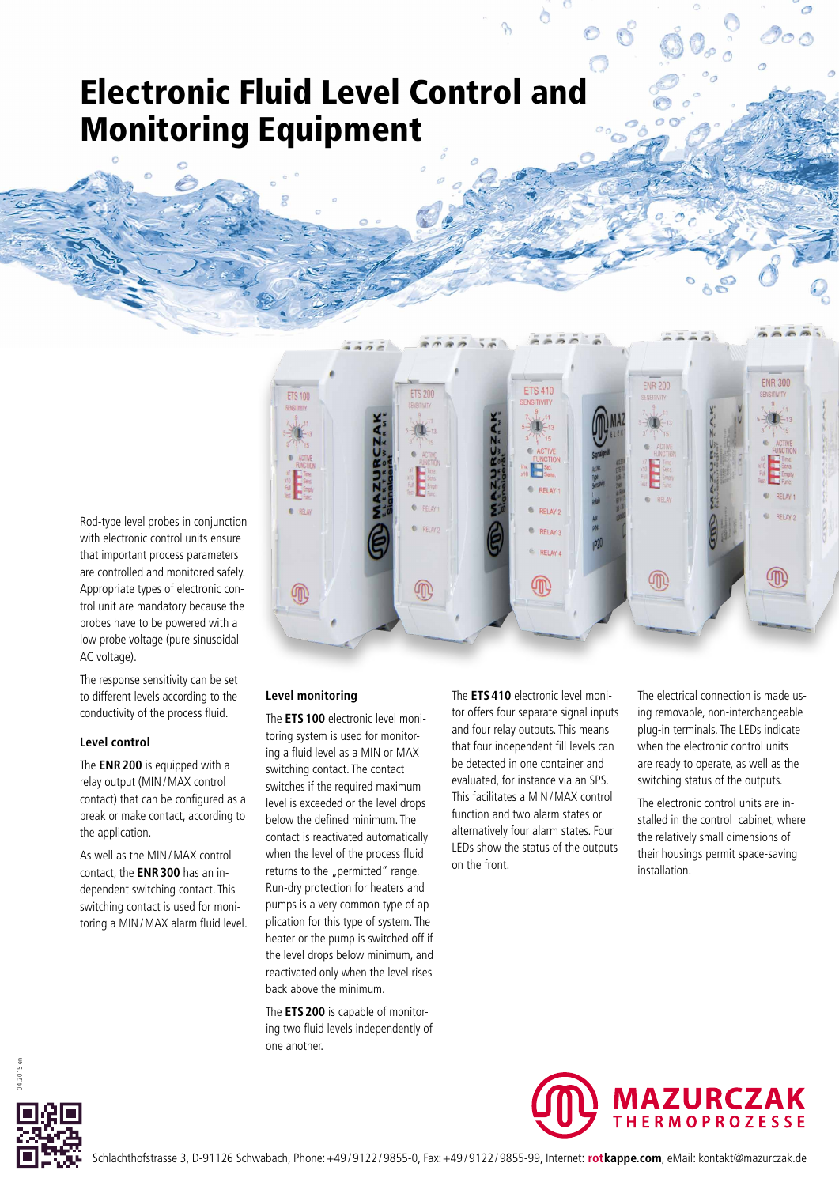# Electronic Fluid Level Control and Monitoring Equipment

Rod-type level probes in conjunction with electronic control units ensure that important process parameters are controlled and monitored safely. Appropriate types of electronic control unit are mandatory because the probes have to be powered with a low probe voltage (pure sinusoidal AC voltage).

The response sensitivity can be set to different levels according to the conductivity of the process fluid.

### Level control

The **ENR 200** is equipped with a relay output (MIN / MAX control contact) that can be configured as a break or make contact, according to the application.

As well as the MIN / MAX control contact, the **ENR 300** has an independent switching contact. This switching contact is used for monitoring a MIN / MAX alarm fluid level.

### Level monitoring

The **ETS 100** electronic level monitoring system is used for monitoring a fluid level as a MIN or MAX switching contact. The contact switches if the required maximum level is exceeded or the level drops below the defined minimum. The contact is reactivated automatically when the level of the process fluid returns to the „permitted" range. Run-dry protection for heaters and pumps is a very common type of application for this type of system. The heater or the pump is switched off if the level drops below minimum, and reactivated only when the level rises back above the minimum.

The **ETS 200** is capable of monitoring two fluid levels independently of one another.

The **ETS 410** electronic level monitor offers four separate signal inputs and four relay outputs. This means that four independent fill levels can be detected in one container and evaluated, for instance via an SPS. This facilitates a MIN / MAX control function and two alarm states or alternatively four alarm states. Four LEDs show the status of the outputs on the front.

The electrical connection is made using removable, non-interchangeable plug-in terminals. The LEDs indicate when the electronic control units are ready to operate, as well as the switching status of the outputs.

The electronic control units are installed in the control cabinet, where the relatively small dimensions of their housings permit space-saving installation.

04.2015 en

MAZURCZAK THERMOPROZESSE

Schlachthofstrasse 3, D-91126 Schwabach, Phone: +49 / 9122 / 9855-0, Fax: +49 / 9122 / 9855-99, Internet: **rotkappe.com**, eMail: kontakt@mazurczak.de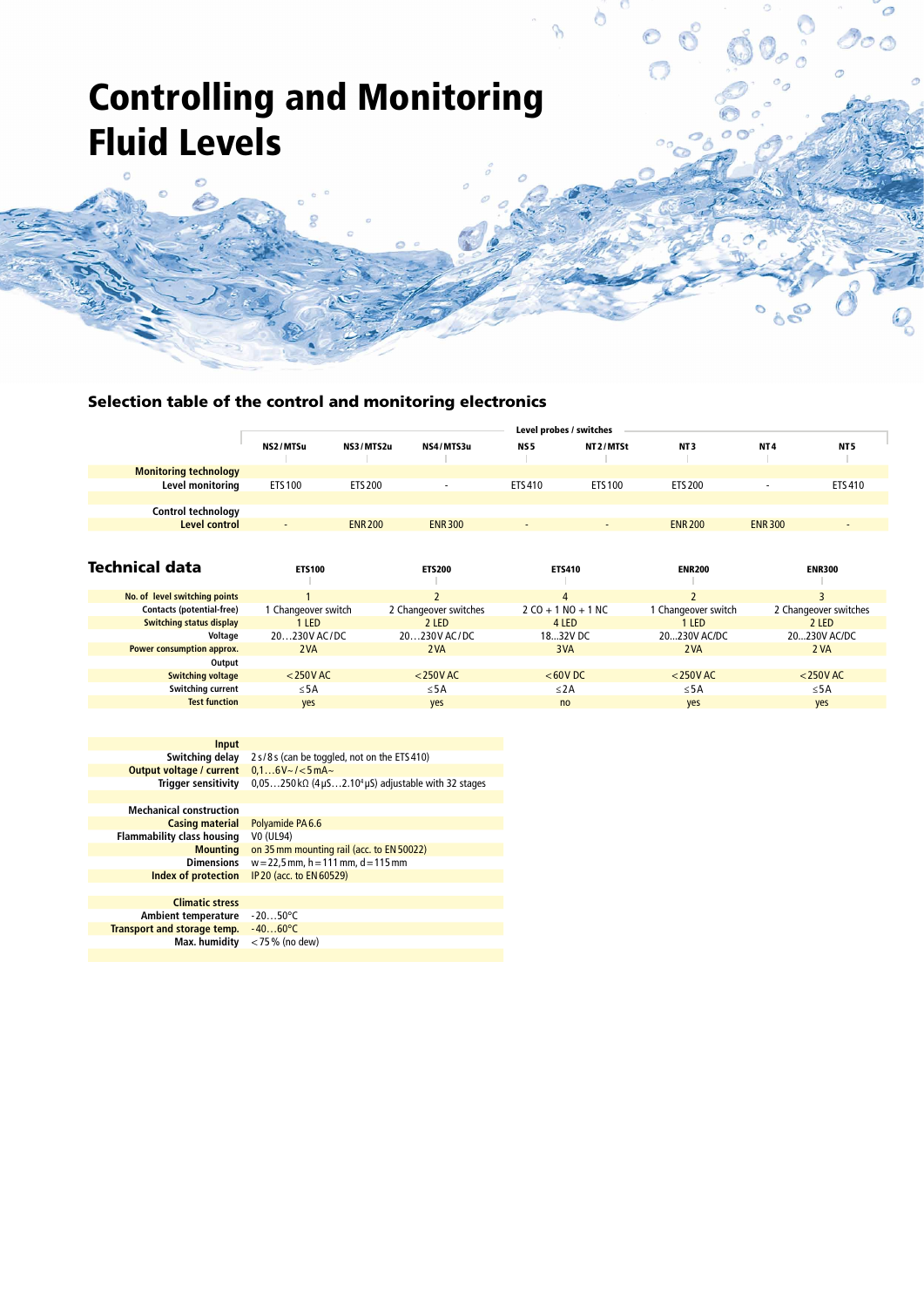# Controlling and Monitoring Fluid Levels

## Selection table of the control and monitoring electronics

| | Level probes / switches | | | | | | | |
|---|---|---|---|---|---|---|---|---|
| | NS2/MTSu | NS3/MTS2u | NS4/MTS3u | NS5 | NT2/MTSt | NT3 | NT4 | NT5 |
| **Monitoring technology** | | | | | | | | |
| **Level monitoring** | ETS100 | ETS200 | - | ETS410 | ETS100 | ETS200 | - | ETS410 |
| **Control technology** | | | | | | | | |
| **Level control** | - | ENR200 | ENR300 | - | - | ENR200 | ENR300 | - |

## Technical data

| | ETS100 | ETS200 | ETS410 | ENR200 | ENR300 |
|---|---|---|---|---|---|
| **No. of level switching points** | 1 | 2 | 4 | 2 | 3 |
| **Contacts (potential-free)** | 1 Changeover switch | 2 Changeover switches | 2 CO + 1 NO + 1 NC | 1 Changeover switch | 2 Changeover switches |
| **Switching status display** | 1 LED | 2 LED | 4 LED | 1 LED | 2 LED |
| **Voltage** | 20…230V AC/DC | 20…230V AC/DC | 18…32V DC | 20...230V AC/DC | 20...230V AC/DC |
| **Power consumption approx.** | 2VA | 2VA | 3VA | 2VA | 2 VA |
| **Output** | | | | | |
| **Switching voltage** | <250V AC | <250V AC | <60V DC | <250V AC | <250V AC |
| **Switching current** | ≤5A | ≤5A | ≤2A | ≤5A | ≤5A |
| **Test function** | yes | yes | no | yes | yes |

| | |
|---|---|
| **Input** | |
| **Switching delay** | 2 s/8 s (can be toggled, not on the ETS410) |
| **Output voltage / current** | 0,1…6V~/<5mA~ |
| **Trigger sensitivity** | 0,05…250kΩ (4µS…2.10$^4$µS) adjustable with 32 stages |
| | |
| **Mechanical construction** | |
| **Casing material** | Polyamide PA6.6 |
| **Flammability class housing** | V0 (UL94) |
| **Mounting** | on 35mm mounting rail (acc. to EN50022) |
| **Dimensions** | w=22,5mm, h=111mm, d=115mm |
| **Index of protection** | IP20 (acc. to EN60529) |
| | |
| **Climatic stress** | |
| **Ambient temperature** | -20…50°C |
| **Transport and storage temp.** | -40…60°C |
| **Max. humidity** | <75% (no dew) |